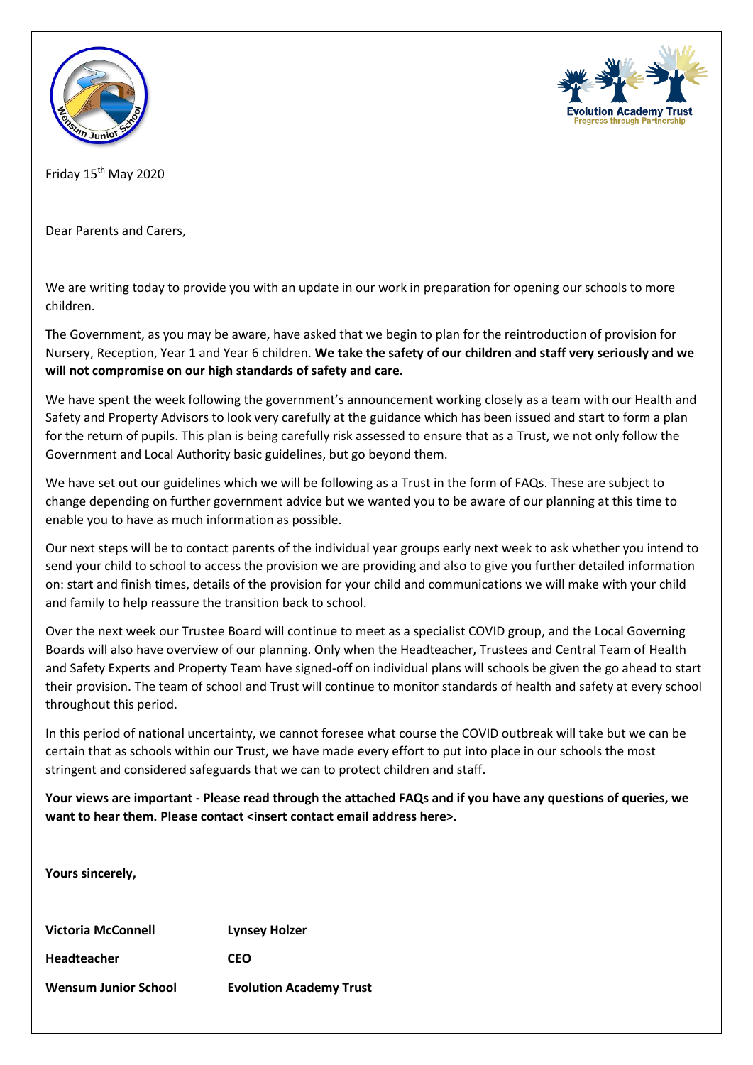Friday 15th May 2020

Dear Parents and Carers,

We are writing today to provide you with an update in our work in preparation for opening our schools to more children.

The Government, as you may be aware, have asked that we begin to plan for the reintroduction of provision for Nursery, Reception, Year 1 and Year 6 children. **We take the safety of our children and staff very seriously and we will not compromise on our high standards of safety and care.**

We have spent the week following the government's announcement working closely as a team with our Health and Safety and Property Advisors to look very carefully at the guidance which has been issued and start to form a plan for the return of pupils. This plan is being carefully risk assessed to ensure that as a Trust, we not only follow the Government and Local Authority basic guidelines, but go beyond them.

We have set out our guidelines which we will be following as a Trust in the form of FAQs. These are subject to change depending on further government advice but we wanted you to be aware of our planning at this time to enable you to have as much information as possible.

Our next steps will be to contact parents of the individual year groups early next week to ask whether you intend to send your child to school to access the provision we are providing and also to give you further detailed information on: start and finish times, details of the provision for your child and communications we will make with your child and family to help reassure the transition back to school.

Over the next week our Trustee Board will continue to meet as a specialist COVID group, and the Local Governing Boards will also have overview of our planning. Only when the Headteacher, Trustees and Central Team of Health and Safety Experts and Property Team have signed-off on individual plans will schools be given the go ahead to start their provision. The team of school and Trust will continue to monitor standards of health and safety at every school throughout this period.

In this period of national uncertainty, we cannot foresee what course the COVID outbreak will take but we can be certain that as schools within our Trust, we have made every effort to put into place in our schools the most stringent and considered safeguards that we can to protect children and staff.

**Your views are important - Please read through the attached FAQs and if you have any questions of queries, we want to hear them. Please contact <insert contact email address here>.**

**Yours sincerely,**

| | |
|---|---|
| **Victoria McConnell** | **Lynsey Holzer** |
| **Headteacher** | **CEO** |
| **Wensum Junior School** | **Evolution Academy Trust** |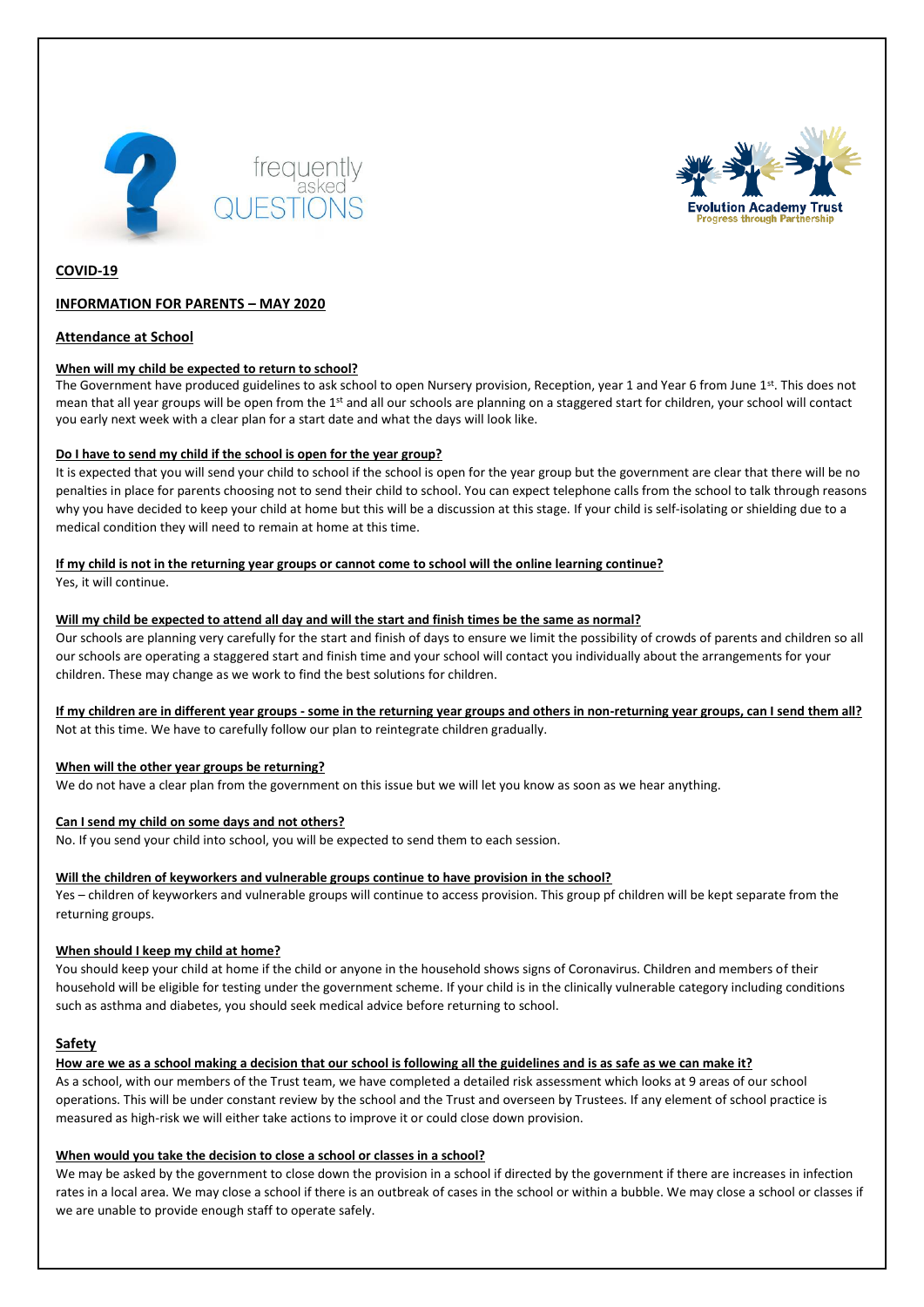frequently asked QUESTIONS

Evolution Academy Trust
Progress through Partnership

## COVID-19

## INFORMATION FOR PARENTS – MAY 2020

### Attendance at School

**When will my child be expected to return to school?**
The Government have produced guidelines to ask school to open Nursery provision, Reception, year 1 and Year 6 from June 1st. This does not mean that all year groups will be open from the 1st and all our schools are planning on a staggered start for children, your school will contact you early next week with a clear plan for a start date and what the days will look like.

**Do I have to send my child if the school is open for the year group?**
It is expected that you will send your child to school if the school is open for the year group but the government are clear that there will be no penalties in place for parents choosing not to send their child to school. You can expect telephone calls from the school to talk through reasons why you have decided to keep your child at home but this will be a discussion at this stage. If your child is self-isolating or shielding due to a medical condition they will need to remain at home at this time.

**If my child is not in the returning year groups or cannot come to school will the online learning continue?**
Yes, it will continue.

**Will my child be expected to attend all day and will the start and finish times be the same as normal?**
Our schools are planning very carefully for the start and finish of days to ensure we limit the possibility of crowds of parents and children so all our schools are operating a staggered start and finish time and your school will contact you individually about the arrangements for your children. These may change as we work to find the best solutions for children.

**If my children are in different year groups - some in the returning year groups and others in non-returning year groups, can I send them all?**
Not at this time. We have to carefully follow our plan to reintegrate children gradually.

**When will the other year groups be returning?**
We do not have a clear plan from the government on this issue but we will let you know as soon as we hear anything.

**Can I send my child on some days and not others?**
No. If you send your child into school, you will be expected to send them to each session.

**Will the children of keyworkers and vulnerable groups continue to have provision in the school?**
Yes – children of keyworkers and vulnerable groups will continue to access provision. This group pf children will be kept separate from the returning groups.

**When should I keep my child at home?**
You should keep your child at home if the child or anyone in the household shows signs of Coronavirus. Children and members of their household will be eligible for testing under the government scheme. If your child is in the clinically vulnerable category including conditions such as asthma and diabetes, you should seek medical advice before returning to school.

### Safety

**How are we as a school making a decision that our school is following all the guidelines and is as safe as we can make it?**
As a school, with our members of the Trust team, we have completed a detailed risk assessment which looks at 9 areas of our school operations. This will be under constant review by the school and the Trust and overseen by Trustees. If any element of school practice is measured as high-risk we will either take actions to improve it or could close down provision.

**When would you take the decision to close a school or classes in a school?**
We may be asked by the government to close down the provision in a school if directed by the government if there are increases in infection rates in a local area. We may close a school if there is an outbreak of cases in the school or within a bubble. We may close a school or classes if we are unable to provide enough staff to operate safely.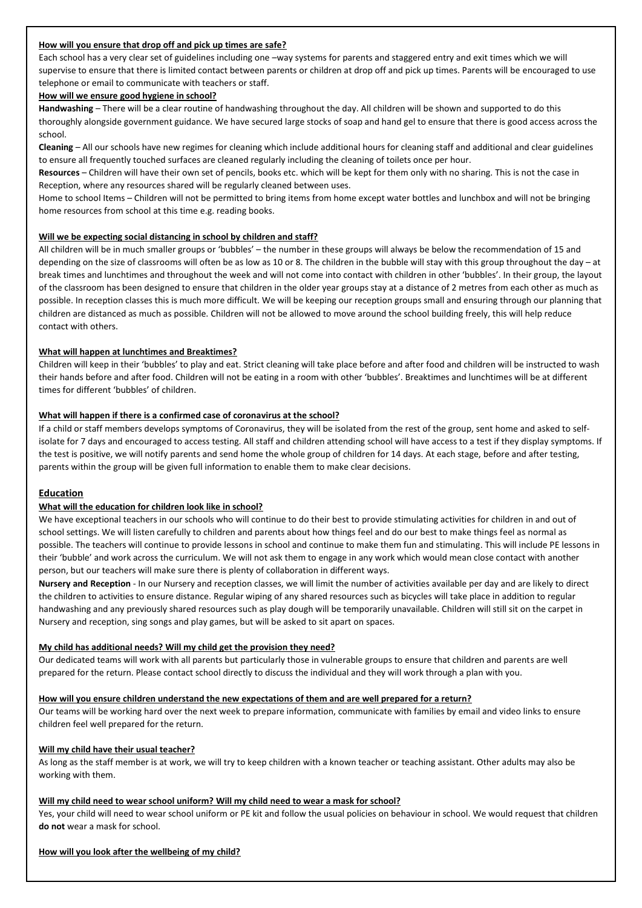**How will you ensure that drop off and pick up times are safe?**

Each school has a very clear set of guidelines including one –way systems for parents and staggered entry and exit times which we will supervise to ensure that there is limited contact between parents or children at drop off and pick up times. Parents will be encouraged to use telephone or email to communicate with teachers or staff.

**How will we ensure good hygiene in school?**

**Handwashing** – There will be a clear routine of handwashing throughout the day. All children will be shown and supported to do this thoroughly alongside government guidance. We have secured large stocks of soap and hand gel to ensure that there is good access across the school.

**Cleaning** – All our schools have new regimes for cleaning which include additional hours for cleaning staff and additional and clear guidelines to ensure all frequently touched surfaces are cleaned regularly including the cleaning of toilets once per hour.

**Resources** – Children will have their own set of pencils, books etc. which will be kept for them only with no sharing. This is not the case in Reception, where any resources shared will be regularly cleaned between uses.

Home to school Items – Children will not be permitted to bring items from home except water bottles and lunchbox and will not be bringing home resources from school at this time e.g. reading books.

**Will we be expecting social distancing in school by children and staff?**

All children will be in much smaller groups or 'bubbles' – the number in these groups will always be below the recommendation of 15 and depending on the size of classrooms will often be as low as 10 or 8. The children in the bubble will stay with this group throughout the day – at break times and lunchtimes and throughout the week and will not come into contact with children in other 'bubbles'. In their group, the layout of the classroom has been designed to ensure that children in the older year groups stay at a distance of 2 metres from each other as much as possible. In reception classes this is much more difficult. We will be keeping our reception groups small and ensuring through our planning that children are distanced as much as possible. Children will not be allowed to move around the school building freely, this will help reduce contact with others.

**What will happen at lunchtimes and Breaktimes?**

Children will keep in their 'bubbles' to play and eat. Strict cleaning will take place before and after food and children will be instructed to wash their hands before and after food. Children will not be eating in a room with other 'bubbles'. Breaktimes and lunchtimes will be at different times for different 'bubbles' of children.

**What will happen if there is a confirmed case of coronavirus at the school?**

If a child or staff members develops symptoms of Coronavirus, they will be isolated from the rest of the group, sent home and asked to self-isolate for 7 days and encouraged to access testing. All staff and children attending school will have access to a test if they display symptoms. If the test is positive, we will notify parents and send home the whole group of children for 14 days. At each stage, before and after testing, parents within the group will be given full information to enable them to make clear decisions.

## Education

**What will the education for children look like in school?**

We have exceptional teachers in our schools who will continue to do their best to provide stimulating activities for children in and out of school settings. We will listen carefully to children and parents about how things feel and do our best to make things feel as normal as possible. The teachers will continue to provide lessons in school and continue to make them fun and stimulating. This will include PE lessons in their 'bubble' and work across the curriculum. We will not ask them to engage in any work which would mean close contact with another person, but our teachers will make sure there is plenty of collaboration in different ways.

**Nursery and Reception** - In our Nursery and reception classes, we will limit the number of activities available per day and are likely to direct the children to activities to ensure distance. Regular wiping of any shared resources such as bicycles will take place in addition to regular handwashing and any previously shared resources such as play dough will be temporarily unavailable. Children will still sit on the carpet in Nursery and reception, sing songs and play games, but will be asked to sit apart on spaces.

**My child has additional needs? Will my child get the provision they need?**

Our dedicated teams will work with all parents but particularly those in vulnerable groups to ensure that children and parents are well prepared for the return. Please contact school directly to discuss the individual and they will work through a plan with you.

**How will you ensure children understand the new expectations of them and are well prepared for a return?**

Our teams will be working hard over the next week to prepare information, communicate with families by email and video links to ensure children feel well prepared for the return.

**Will my child have their usual teacher?**

As long as the staff member is at work, we will try to keep children with a known teacher or teaching assistant. Other adults may also be working with them.

**Will my child need to wear school uniform? Will my child need to wear a mask for school?**

Yes, your child will need to wear school uniform or PE kit and follow the usual policies on behaviour in school. We would request that children **do not** wear a mask for school.

**How will you look after the wellbeing of my child?**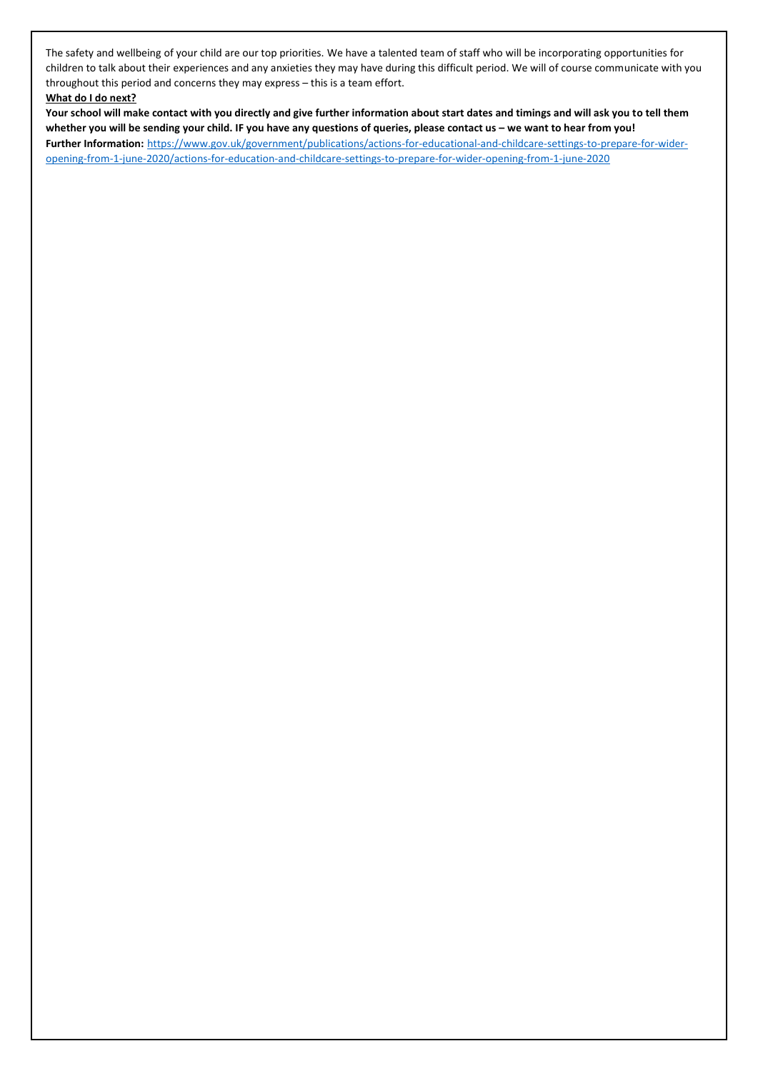The safety and wellbeing of your child are our top priorities. We have a talented team of staff who will be incorporating opportunities for children to talk about their experiences and any anxieties they may have during this difficult period. We will of course communicate with you throughout this period and concerns they may express – this is a team effort.

**What do I do next?**

**Your school will make contact with you directly and give further information about start dates and timings and will ask you to tell them whether you will be sending your child. IF you have any questions of queries, please contact us – we want to hear from you!**

**Further Information:** [https://www.gov.uk/government/publications/actions-for-educational-and-childcare-settings-to-prepare-for-wider-opening-from-1-june-2020/actions-for-education-and-childcare-settings-to-prepare-for-wider-opening-from-1-june-2020](https://www.gov.uk/government/publications/actions-for-educational-and-childcare-settings-to-prepare-for-wider-opening-from-1-june-2020/actions-for-education-and-childcare-settings-to-prepare-for-wider-opening-from-1-june-2020)